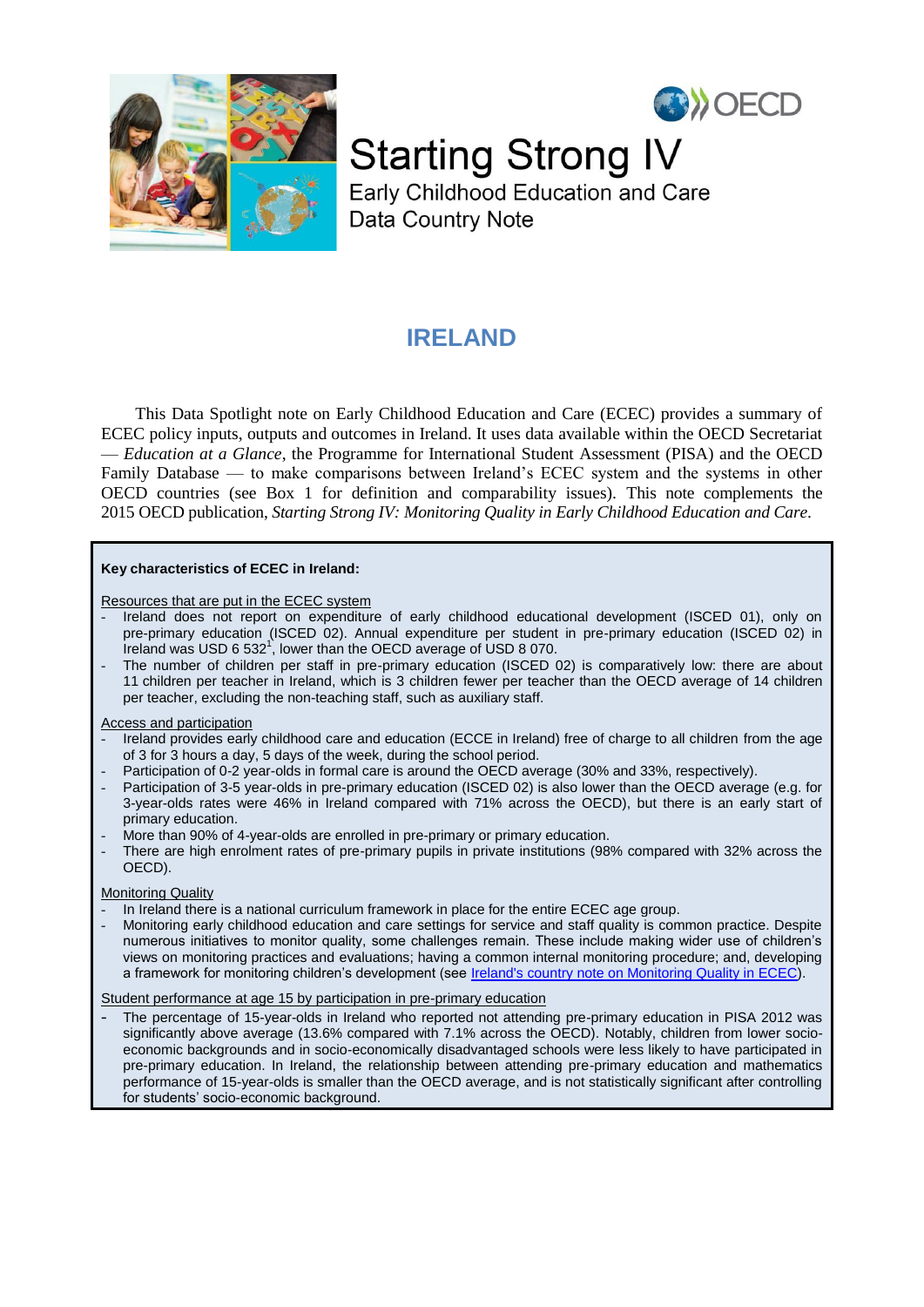# Starting Strong IV

## Early Childhood Education and Care Data Country Note

# IRELAND

This Data Spotlight note on Early Childhood Education and Care (ECEC) provides a summary of ECEC policy inputs, outputs and outcomes in Ireland. It uses data available within the OECD Secretariat — *Education at a Glance*, the Programme for International Student Assessment (PISA) and the OECD Family Database — to make comparisons between Ireland's ECEC system and the systems in other OECD countries (see Box 1 for definition and comparability issues). This note complements the 2015 OECD publication, *Starting Strong IV: Monitoring Quality in Early Childhood Education and Care.*

**Key characteristics of ECEC in Ireland:**

Resources that are put in the ECEC system

- Ireland does not report on expenditure of early childhood educational development (ISCED 01), only on pre-primary education (ISCED 02). Annual expenditure per student in pre-primary education (ISCED 02) in Ireland was USD 6 532[1], lower than the OECD average of USD 8 070.
- The number of children per staff in pre-primary education (ISCED 02) is comparatively low: there are about 11 children per teacher in Ireland, which is 3 children fewer per teacher than the OECD average of 14 children per teacher, excluding the non-teaching staff, such as auxiliary staff.

Access and participation

- Ireland provides early childhood care and education (ECCE in Ireland) free of charge to all children from the age of 3 for 3 hours a day, 5 days of the week, during the school period.
- Participation of 0-2 year-olds in formal care is around the OECD average (30% and 33%, respectively).
- Participation of 3-5 year-olds in pre-primary education (ISCED 02) is also lower than the OECD average (e.g. for 3-year-olds rates were 46% in Ireland compared with 71% across the OECD), but there is an early start of primary education.
- More than 90% of 4-year-olds are enrolled in pre-primary or primary education.
- There are high enrolment rates of pre-primary pupils in private institutions (98% compared with 32% across the OECD).

Monitoring Quality

- In Ireland there is a national curriculum framework in place for the entire ECEC age group.
- Monitoring early childhood education and care settings for service and staff quality is common practice. Despite numerous initiatives to monitor quality, some challenges remain. These include making wider use of children's views on monitoring practices and evaluations; having a common internal monitoring procedure; and, developing a framework for monitoring children's development (see Ireland's country note on Monitoring Quality in ECEC).

Student performance at age 15 by participation in pre-primary education

- The percentage of 15-year-olds in Ireland who reported not attending pre-primary education in PISA 2012 was significantly above average (13.6% compared with 7.1% across the OECD). Notably, children from lower socio-economic backgrounds and in socio-economically disadvantaged schools were less likely to have participated in pre-primary education. In Ireland, the relationship between attending pre-primary education and mathematics performance of 15-year-olds is smaller than the OECD average, and is not statistically significant after controlling for students' socio-economic background.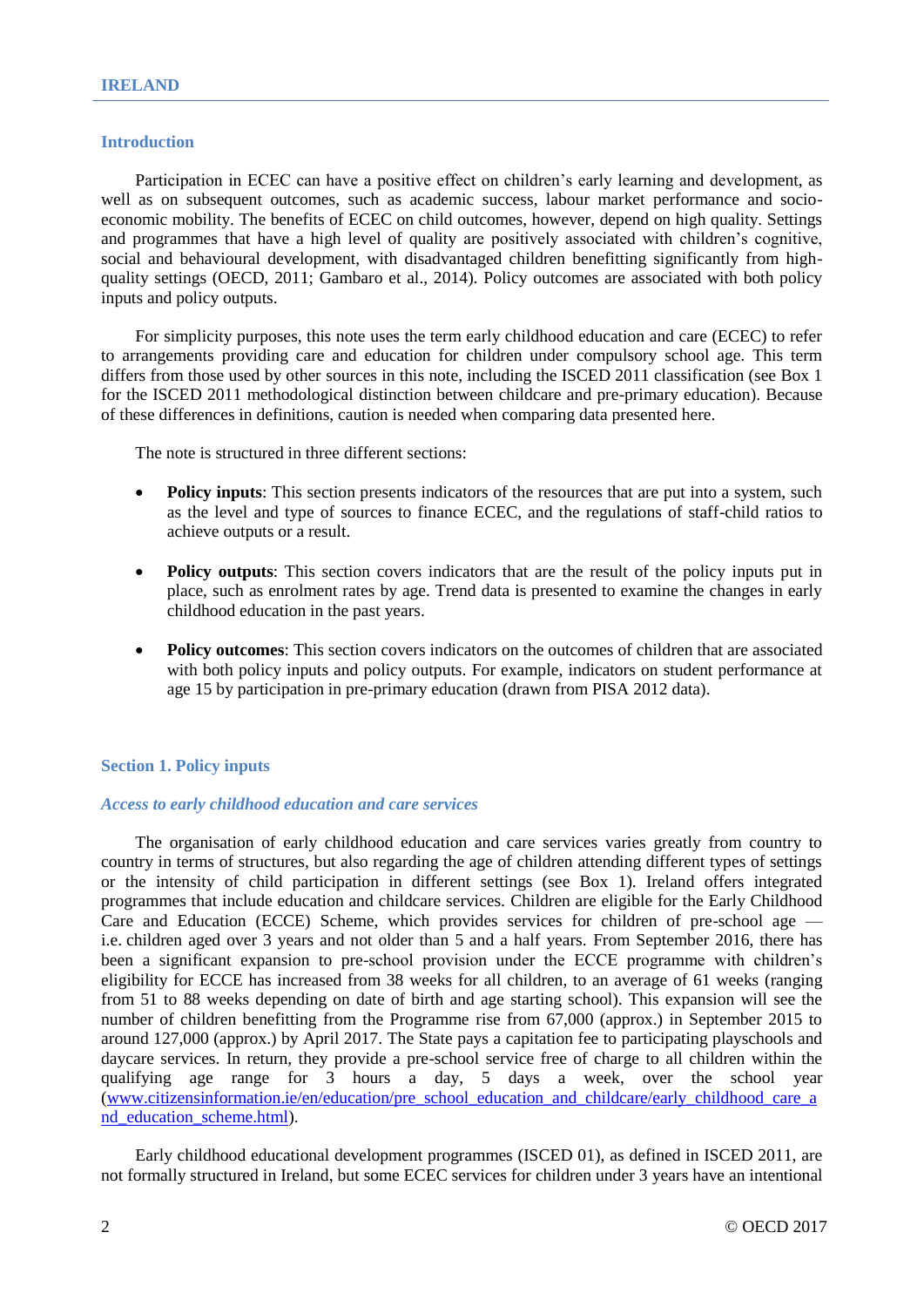## IRELAND

### Introduction

Participation in ECEC can have a positive effect on children's early learning and development, as well as on subsequent outcomes, such as academic success, labour market performance and socio-economic mobility. The benefits of ECEC on child outcomes, however, depend on high quality. Settings and programmes that have a high level of quality are positively associated with children's cognitive, social and behavioural development, with disadvantaged children benefitting significantly from high-quality settings (OECD, 2011; Gambaro et al., 2014). Policy outcomes are associated with both policy inputs and policy outputs.

For simplicity purposes, this note uses the term early childhood education and care (ECEC) to refer to arrangements providing care and education for children under compulsory school age. This term differs from those used by other sources in this note, including the ISCED 2011 classification (see Box 1 for the ISCED 2011 methodological distinction between childcare and pre-primary education). Because of these differences in definitions, caution is needed when comparing data presented here.

The note is structured in three different sections:

- **Policy inputs**: This section presents indicators of the resources that are put into a system, such as the level and type of sources to finance ECEC, and the regulations of staff-child ratios to achieve outputs or a result.
- **Policy outputs**: This section covers indicators that are the result of the policy inputs put in place, such as enrolment rates by age. Trend data is presented to examine the changes in early childhood education in the past years.
- **Policy outcomes**: This section covers indicators on the outcomes of children that are associated with both policy inputs and policy outputs. For example, indicators on student performance at age 15 by participation in pre-primary education (drawn from PISA 2012 data).

### Section 1. Policy inputs

#### *Access to early childhood education and care services*

The organisation of early childhood education and care services varies greatly from country to country in terms of structures, but also regarding the age of children attending different types of settings or the intensity of child participation in different settings (see Box 1). Ireland offers integrated programmes that include education and childcare services. Children are eligible for the Early Childhood Care and Education (ECCE) Scheme, which provides services for children of pre-school age — i.e. children aged over 3 years and not older than 5 and a half years. From September 2016, there has been a significant expansion to pre-school provision under the ECCE programme with children's eligibility for ECCE has increased from 38 weeks for all children, to an average of 61 weeks (ranging from 51 to 88 weeks depending on date of birth and age starting school). This expansion will see the number of children benefitting from the Programme rise from 67,000 (approx.) in September 2015 to around 127,000 (approx.) by April 2017. The State pays a capitation fee to participating playschools and daycare services. In return, they provide a pre-school service free of charge to all children within the qualifying age range for 3 hours a day, 5 days a week, over the school year ([www.citizensinformation.ie/en/education/pre_school_education_and_childcare/early_childhood_care_and_education_scheme.html](www.citizensinformation.ie/en/education/pre_school_education_and_childcare/early_childhood_care_and_education_scheme.html)).

Early childhood educational development programmes (ISCED 01), as defined in ISCED 2011, are not formally structured in Ireland, but some ECEC services for children under 3 years have an intentional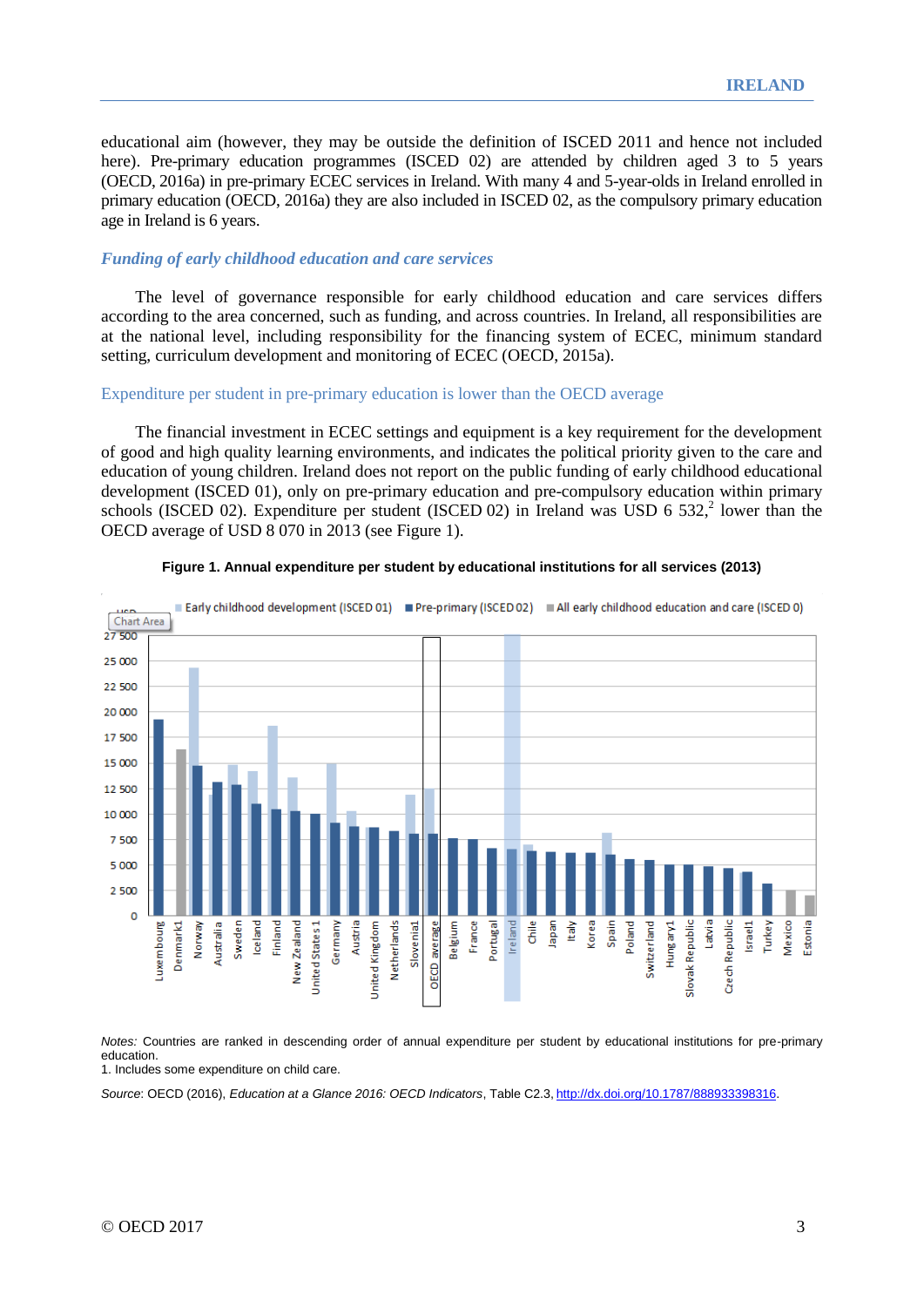educational aim (however, they may be outside the definition of ISCED 2011 and hence not included here). Pre-primary education programmes (ISCED 02) are attended by children aged 3 to 5 years (OECD, 2016a) in pre-primary ECEC services in Ireland. With many 4 and 5-year-olds in Ireland enrolled in primary education (OECD, 2016a) they are also included in ISCED 02, as the compulsory primary education age in Ireland is 6 years.

### *Funding of early childhood education and care services*

The level of governance responsible for early childhood education and care services differs according to the area concerned, such as funding, and across countries. In Ireland, all responsibilities are at the national level, including responsibility for the financing system of ECEC, minimum standard setting, curriculum development and monitoring of ECEC (OECD, 2015a).

#### Expenditure per student in pre-primary education is lower than the OECD average

The financial investment in ECEC settings and equipment is a key requirement for the development of good and high quality learning environments, and indicates the political priority given to the care and education of young children. Ireland does not report on the public funding of early childhood educational development (ISCED 01), only on pre-primary education and pre-compulsory education within primary schools (ISCED 02). Expenditure per student (ISCED 02) in Ireland was USD 6 532,[2] lower than the OECD average of USD 8 070 in 2013 (see Figure 1).

**Figure 1. Annual expenditure per student by educational institutions for all services (2013)**

USD — Early childhood development (ISCED 01); Pre-primary (ISCED 02); All early childhood education and care (ISCED 0)

Countries: Luxembourg, Denmark1, Norway, Australia, Sweden, Iceland, Finland, New Zealand, United States 1, Germany, Austria, United Kingdom, Netherlands, Slovenia1, OECD average, Belgium, France, Portugal, Ireland, Chile, Japan, Italy, Korea, Spain, Poland, Switzerland, Hungary1, Slovak Republic, Latvia, Czech Republic, Israel1, Turkey, Mexico, Estonia

*Notes:* Countries are ranked in descending order of annual expenditure per student by educational institutions for pre-primary education.

1. Includes some expenditure on child care.

*Source*: OECD (2016), *Education at a Glance 2016: OECD Indicators*, Table C2.3, http://dx.doi.org/10.1787/888933398316.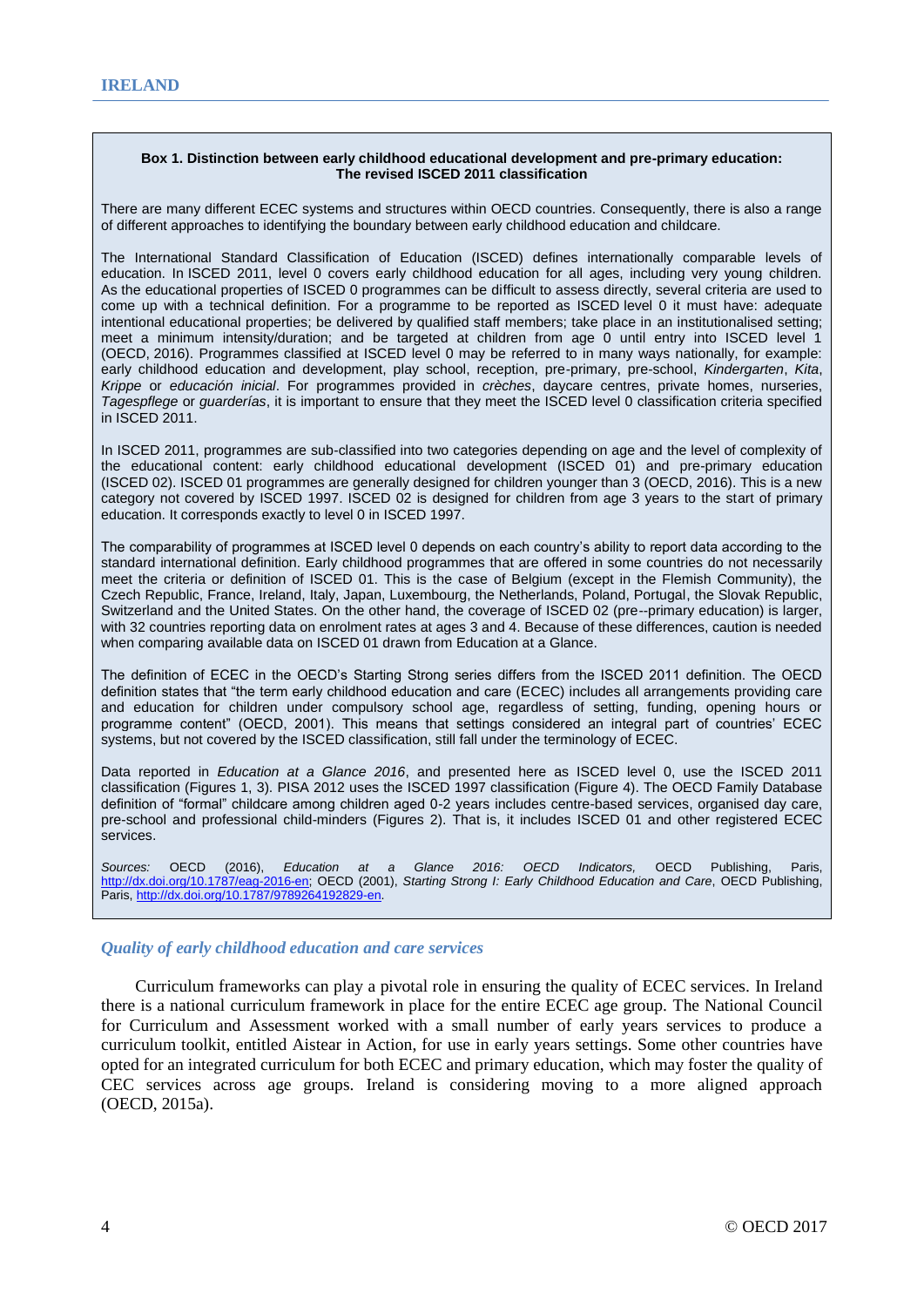**Box 1. Distinction between early childhood educational development and pre-primary education: The revised ISCED 2011 classification**

There are many different ECEC systems and structures within OECD countries. Consequently, there is also a range of different approaches to identifying the boundary between early childhood education and childcare.

The International Standard Classification of Education (ISCED) defines internationally comparable levels of education. In ISCED 2011, level 0 covers early childhood education for all ages, including very young children. As the educational properties of ISCED 0 programmes can be difficult to assess directly, several criteria are used to come up with a technical definition. For a programme to be reported as ISCED level 0 it must have: adequate intentional educational properties; be delivered by qualified staff members; take place in an institutionalised setting; meet a minimum intensity/duration; and be targeted at children from age 0 until entry into ISCED level 1 (OECD, 2016). Programmes classified at ISCED level 0 may be referred to in many ways nationally, for example: early childhood education and development, play school, reception, pre-primary, pre-school, *Kindergarten*, *Kita*, *Krippe* or *educación inicial*. For programmes provided in *crèches*, daycare centres, private homes, nurseries, *Tagespflege* or *guarderías*, it is important to ensure that they meet the ISCED level 0 classification criteria specified in ISCED 2011.

In ISCED 2011, programmes are sub-classified into two categories depending on age and the level of complexity of the educational content: early childhood educational development (ISCED 01) and pre-primary education (ISCED 02). ISCED 01 programmes are generally designed for children younger than 3 (OECD, 2016). This is a new category not covered by ISCED 1997. ISCED 02 is designed for children from age 3 years to the start of primary education. It corresponds exactly to level 0 in ISCED 1997.

The comparability of programmes at ISCED level 0 depends on each country's ability to report data according to the standard international definition. Early childhood programmes that are offered in some countries do not necessarily meet the criteria or definition of ISCED 01. This is the case of Belgium (except in the Flemish Community), the Czech Republic, France, Ireland, Italy, Japan, Luxembourg, the Netherlands, Poland, Portugal, the Slovak Republic, Switzerland and the United States. On the other hand, the coverage of ISCED 02 (pre--primary education) is larger, with 32 countries reporting data on enrolment rates at ages 3 and 4. Because of these differences, caution is needed when comparing available data on ISCED 01 drawn from Education at a Glance.

The definition of ECEC in the OECD's Starting Strong series differs from the ISCED 2011 definition. The OECD definition states that "the term early childhood education and care (ECEC) includes all arrangements providing care and education for children under compulsory school age, regardless of setting, funding, opening hours or programme content" (OECD, 2001). This means that settings considered an integral part of countries' ECEC systems, but not covered by the ISCED classification, still fall under the terminology of ECEC.

Data reported in *Education at a Glance 2016*, and presented here as ISCED level 0, use the ISCED 2011 classification (Figures 1, 3). PISA 2012 uses the ISCED 1997 classification (Figure 4). The OECD Family Database definition of "formal" childcare among children aged 0-2 years includes centre-based services, organised day care, pre-school and professional child-minders (Figures 2). That is, it includes ISCED 01 and other registered ECEC services.

*Sources:* OECD (2016), *Education at a Glance 2016: OECD Indicators,* OECD Publishing, Paris, http://dx.doi.org/10.1787/eag-2016-en; OECD (2001), *Starting Strong I: Early Childhood Education and Care*, OECD Publishing, Paris, http://dx.doi.org/10.1787/9789264192829-en.

### *Quality of early childhood education and care services*

Curriculum frameworks can play a pivotal role in ensuring the quality of ECEC services. In Ireland there is a national curriculum framework in place for the entire ECEC age group. The National Council for Curriculum and Assessment worked with a small number of early years services to produce a curriculum toolkit, entitled Aistear in Action, for use in early years settings. Some other countries have opted for an integrated curriculum for both ECEC and primary education, which may foster the quality of CEC services across age groups. Ireland is considering moving to a more aligned approach (OECD, 2015a).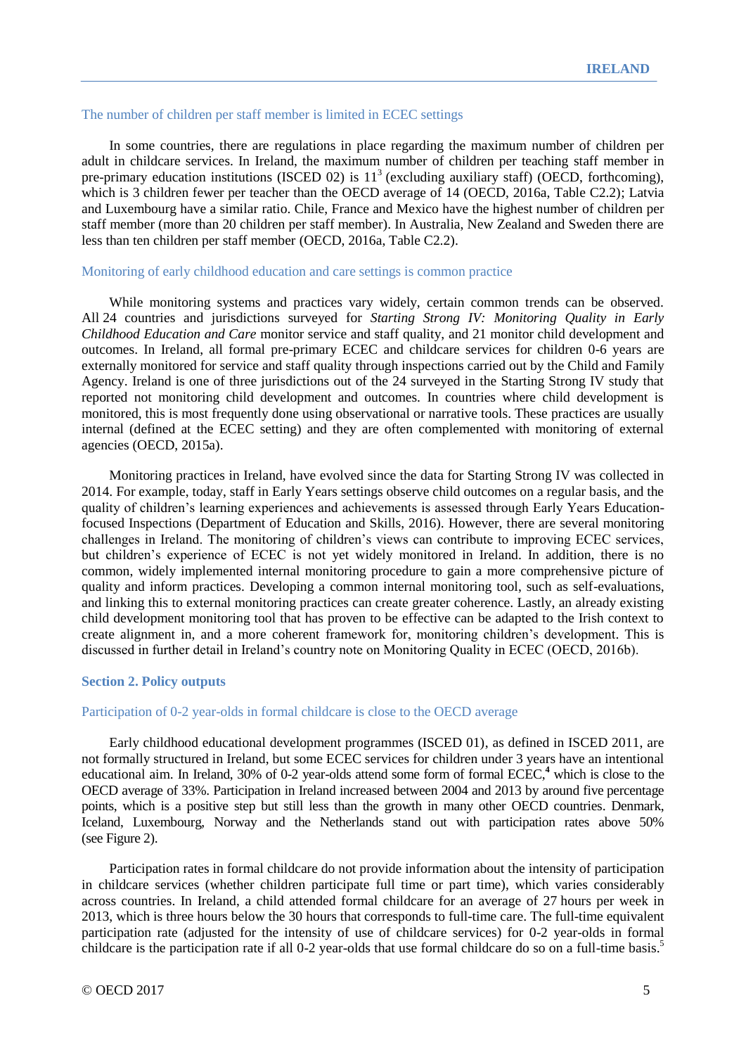### The number of children per staff member is limited in ECEC settings

In some countries, there are regulations in place regarding the maximum number of children per adult in childcare services. In Ireland, the maximum number of children per teaching staff member in pre-primary education institutions (ISCED 02) is 11[3] (excluding auxiliary staff) (OECD, forthcoming), which is 3 children fewer per teacher than the OECD average of 14 (OECD, 2016a, Table C2.2); Latvia and Luxembourg have a similar ratio. Chile, France and Mexico have the highest number of children per staff member (more than 20 children per staff member). In Australia, New Zealand and Sweden there are less than ten children per staff member (OECD, 2016a, Table C2.2).

### Monitoring of early childhood education and care settings is common practice

While monitoring systems and practices vary widely, certain common trends can be observed. All 24 countries and jurisdictions surveyed for *Starting Strong IV: Monitoring Quality in Early Childhood Education and Care* monitor service and staff quality, and 21 monitor child development and outcomes. In Ireland, all formal pre-primary ECEC and childcare services for children 0-6 years are externally monitored for service and staff quality through inspections carried out by the Child and Family Agency. Ireland is one of three jurisdictions out of the 24 surveyed in the Starting Strong IV study that reported not monitoring child development and outcomes. In countries where child development is monitored, this is most frequently done using observational or narrative tools. These practices are usually internal (defined at the ECEC setting) and they are often complemented with monitoring of external agencies (OECD, 2015a).

Monitoring practices in Ireland, have evolved since the data for Starting Strong IV was collected in 2014. For example, today, staff in Early Years settings observe child outcomes on a regular basis, and the quality of children's learning experiences and achievements is assessed through Early Years Education-focused Inspections (Department of Education and Skills, 2016). However, there are several monitoring challenges in Ireland. The monitoring of children's views can contribute to improving ECEC services, but children's experience of ECEC is not yet widely monitored in Ireland. In addition, there is no common, widely implemented internal monitoring procedure to gain a more comprehensive picture of quality and inform practices. Developing a common internal monitoring tool, such as self-evaluations, and linking this to external monitoring practices can create greater coherence. Lastly, an already existing child development monitoring tool that has proven to be effective can be adapted to the Irish context to create alignment in, and a more coherent framework for, monitoring children's development. This is discussed in further detail in Ireland's country note on Monitoring Quality in ECEC (OECD, 2016b).

## Section 2. Policy outputs

### Participation of 0-2 year-olds in formal childcare is close to the OECD average

Early childhood educational development programmes (ISCED 01), as defined in ISCED 2011, are not formally structured in Ireland, but some ECEC services for children under 3 years have an intentional educational aim. In Ireland, 30% of 0-2 year-olds attend some form of formal ECEC,[4] which is close to the OECD average of 33%. Participation in Ireland increased between 2004 and 2013 by around five percentage points, which is a positive step but still less than the growth in many other OECD countries. Denmark, Iceland, Luxembourg, Norway and the Netherlands stand out with participation rates above 50% (see Figure 2).

Participation rates in formal childcare do not provide information about the intensity of participation in childcare services (whether children participate full time or part time), which varies considerably across countries. In Ireland, a child attended formal childcare for an average of 27 hours per week in 2013, which is three hours below the 30 hours that corresponds to full-time care. The full-time equivalent participation rate (adjusted for the intensity of use of childcare services) for 0-2 year-olds in formal childcare is the participation rate if all 0-2 year-olds that use formal childcare do so on a full-time basis.[5]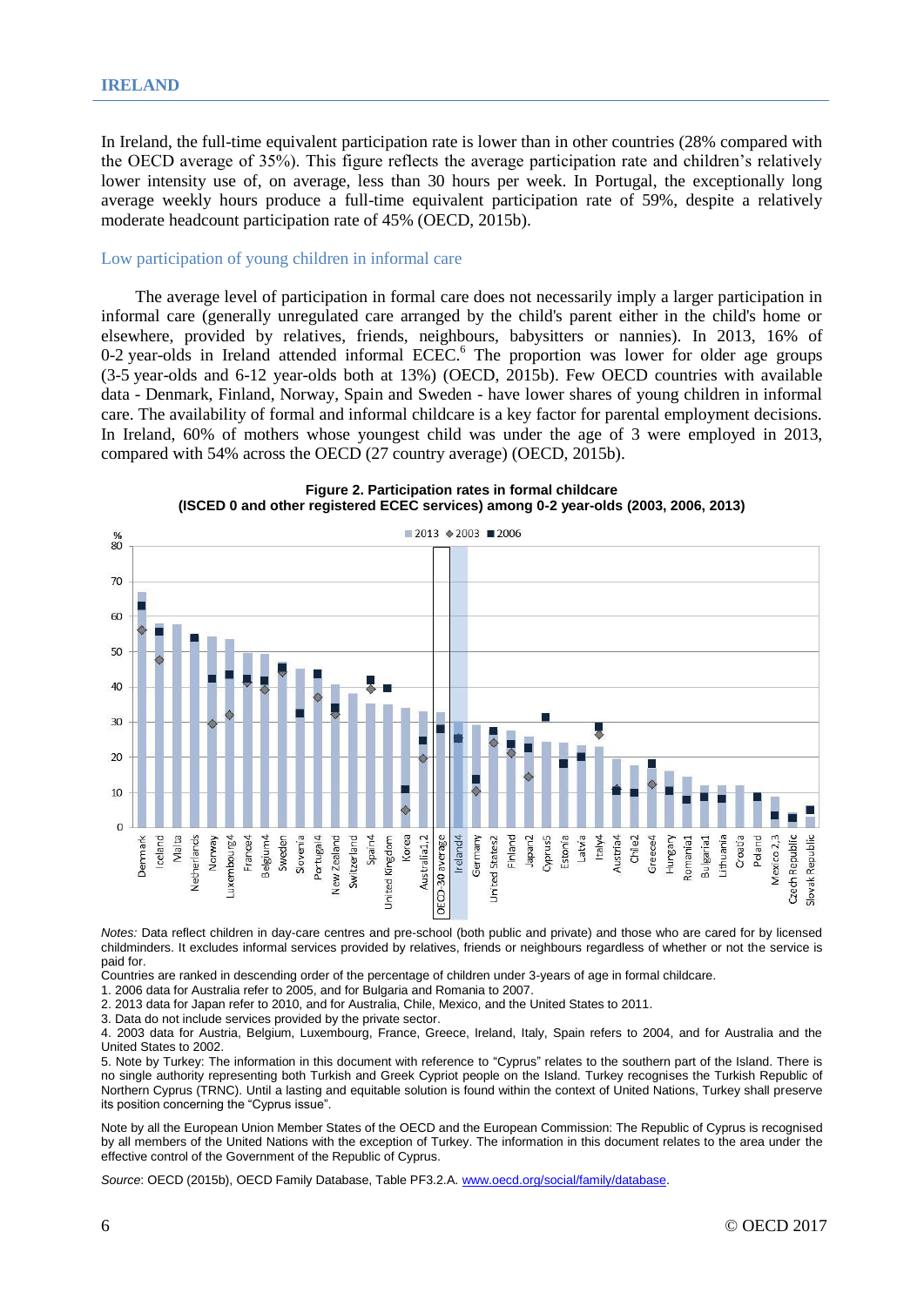In Ireland, the full-time equivalent participation rate is lower than in other countries (28% compared with the OECD average of 35%). This figure reflects the average participation rate and children's relatively lower intensity use of, on average, less than 30 hours per week. In Portugal, the exceptionally long average weekly hours produce a full-time equivalent participation rate of 59%, despite a relatively moderate headcount participation rate of 45% (OECD, 2015b).

## Low participation of young children in informal care

The average level of participation in formal care does not necessarily imply a larger participation in informal care (generally unregulated care arranged by the child's parent either in the child's home or elsewhere, provided by relatives, friends, neighbours, babysitters or nannies). In 2013, 16% of 0-2 year-olds in Ireland attended informal ECEC.[6] The proportion was lower for older age groups (3-5 year-olds and 6-12 year-olds both at 13%) (OECD, 2015b). Few OECD countries with available data - Denmark, Finland, Norway, Spain and Sweden - have lower shares of young children in informal care. The availability of formal and informal childcare is a key factor for parental employment decisions. In Ireland, 60% of mothers whose youngest child was under the age of 3 were employed in 2013, compared with 54% across the OECD (27 country average) (OECD, 2015b).

**Figure 2. Participation rates in formal childcare (ISCED 0 and other registered ECEC services) among 0-2 year-olds (2003, 2006, 2013)**

*Notes:* Data reflect children in day-care centres and pre-school (both public and private) and those who are cared for by licensed childminders. It excludes informal services provided by relatives, friends or neighbours regardless of whether or not the service is paid for.

Countries are ranked in descending order of the percentage of children under 3-years of age in formal childcare.

1. 2006 data for Australia refer to 2005, and for Bulgaria and Romania to 2007.
2. 2013 data for Japan refer to 2010, and for Australia, Chile, Mexico, and the United States to 2011.
3. Data do not include services provided by the private sector.
4. 2003 data for Austria, Belgium, Luxembourg, France, Greece, Ireland, Italy, Spain refers to 2004, and for Australia and the United States to 2002.
5. Note by Turkey: The information in this document with reference to "Cyprus" relates to the southern part of the Island. There is no single authority representing both Turkish and Greek Cypriot people on the Island. Turkey recognises the Turkish Republic of Northern Cyprus (TRNC). Until a lasting and equitable solution is found within the context of United Nations, Turkey shall preserve its position concerning the "Cyprus issue".

Note by all the European Union Member States of the OECD and the European Commission: The Republic of Cyprus is recognised by all members of the United Nations with the exception of Turkey. The information in this document relates to the area under the effective control of the Government of the Republic of Cyprus.

*Source*: OECD (2015b), OECD Family Database, Table PF3.2.A. www.oecd.org/social/family/database.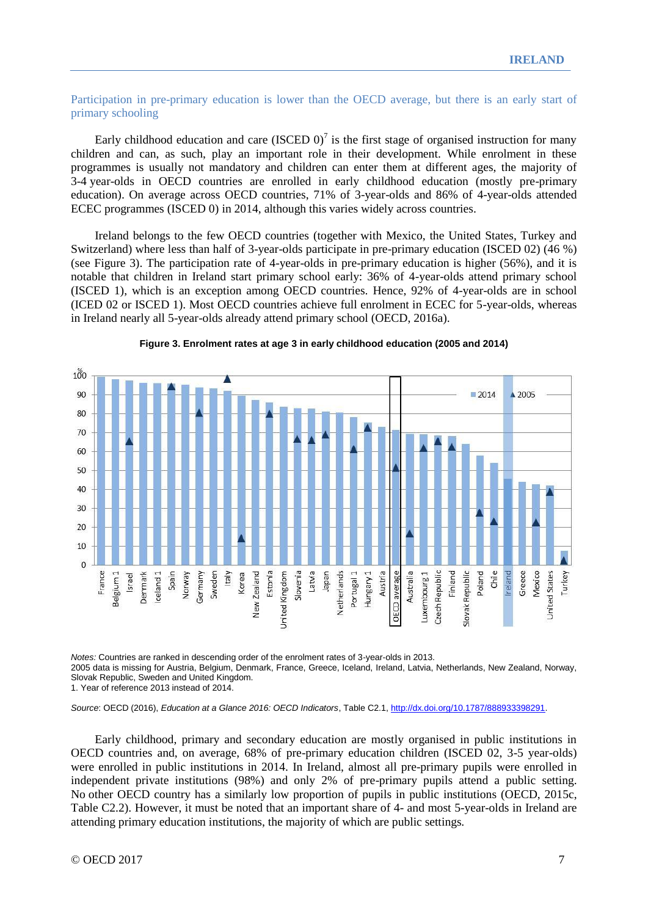## Participation in pre-primary education is lower than the OECD average, but there is an early start of primary schooling

Early childhood education and care (ISCED 0)[7] is the first stage of organised instruction for many children and can, as such, play an important role in their development. While enrolment in these programmes is usually not mandatory and children can enter them at different ages, the majority of 3-4 year-olds in OECD countries are enrolled in early childhood education (mostly pre-primary education). On average across OECD countries, 71% of 3-year-olds and 86% of 4-year-olds attended ECEC programmes (ISCED 0) in 2014, although this varies widely across countries.

Ireland belongs to the few OECD countries (together with Mexico, the United States, Turkey and Switzerland) where less than half of 3-year-olds participate in pre-primary education (ISCED 02) (46 %) (see Figure 3). The participation rate of 4-year-olds in pre-primary education is higher (56%), and it is notable that children in Ireland start primary school early: 36% of 4-year-olds attend primary school (ISCED 1), which is an exception among OECD countries. Hence, 92% of 4-year-olds are in school (ICED 02 or ISCED 1). Most OECD countries achieve full enrolment in ECEC for 5-year-olds, whereas in Ireland nearly all 5-year-olds already attend primary school (OECD, 2016a).

**Figure 3. Enrolment rates at age 3 in early childhood education (2005 and 2014)**

*Notes:* Countries are ranked in descending order of the enrolment rates of 3-year-olds in 2013.
2005 data is missing for Austria, Belgium, Denmark, France, Greece, Iceland, Ireland, Latvia, Netherlands, New Zealand, Norway, Slovak Republic, Sweden and United Kingdom.
1. Year of reference 2013 instead of 2014.

*Source*: OECD (2016), *Education at a Glance 2016: OECD Indicators*, Table C2.1, http://dx.doi.org/10.1787/888933398291.

Early childhood, primary and secondary education are mostly organised in public institutions in OECD countries and, on average, 68% of pre-primary education children (ISCED 02, 3-5 year-olds) were enrolled in public institutions in 2014. In Ireland, almost all pre-primary pupils were enrolled in independent private institutions (98%) and only 2% of pre-primary pupils attend a public setting. No other OECD country has a similarly low proportion of pupils in public institutions (OECD, 2015c, Table C2.2). However, it must be noted that an important share of 4- and most 5-year-olds in Ireland are attending primary education institutions, the majority of which are public settings.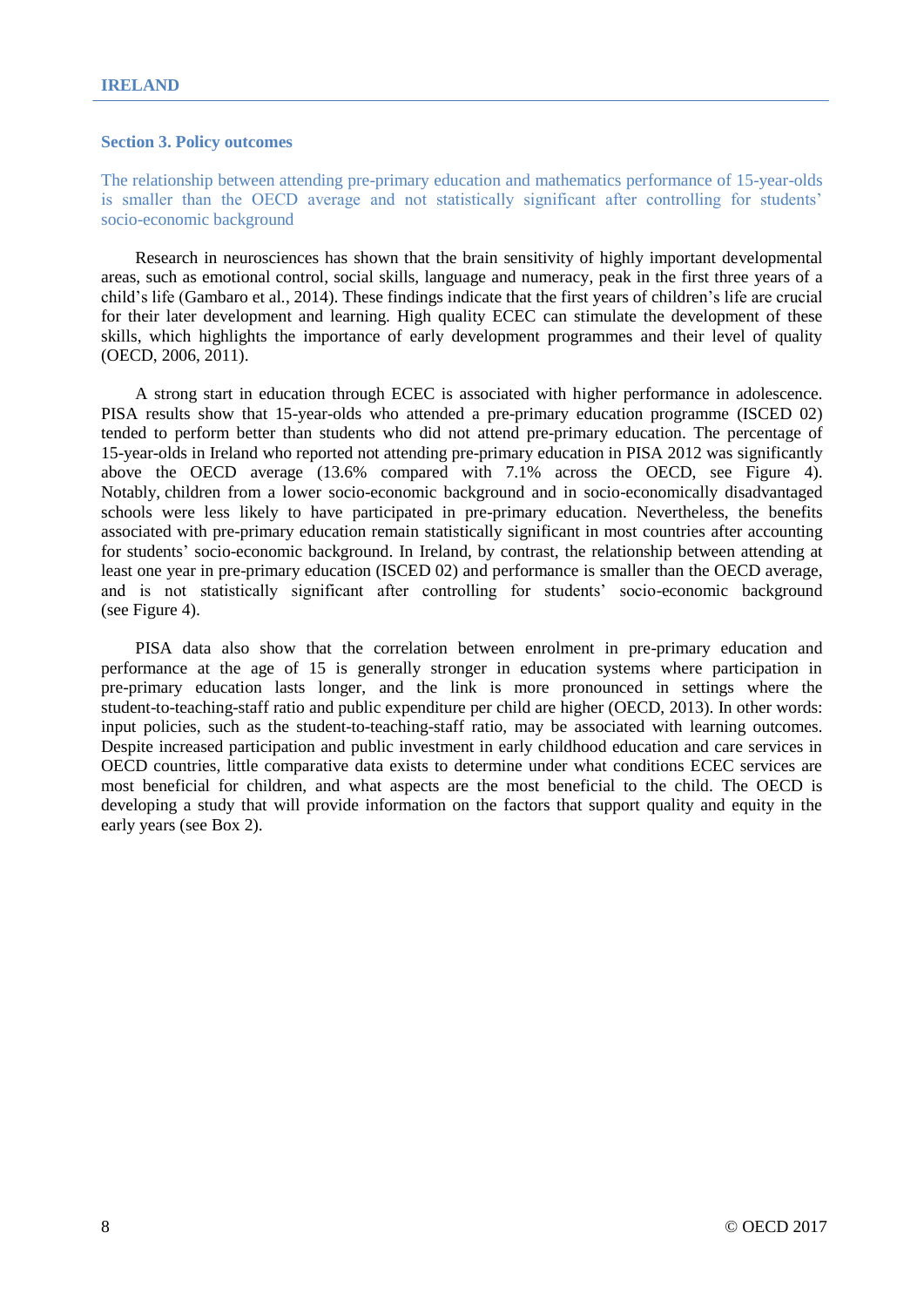## Section 3. Policy outcomes

### The relationship between attending pre-primary education and mathematics performance of 15-year-olds is smaller than the OECD average and not statistically significant after controlling for students' socio-economic background

Research in neurosciences has shown that the brain sensitivity of highly important developmental areas, such as emotional control, social skills, language and numeracy, peak in the first three years of a child's life (Gambaro et al., 2014). These findings indicate that the first years of children's life are crucial for their later development and learning. High quality ECEC can stimulate the development of these skills, which highlights the importance of early development programmes and their level of quality (OECD, 2006, 2011).

A strong start in education through ECEC is associated with higher performance in adolescence. PISA results show that 15-year-olds who attended a pre-primary education programme (ISCED 02) tended to perform better than students who did not attend pre-primary education. The percentage of 15-year-olds in Ireland who reported not attending pre-primary education in PISA 2012 was significantly above the OECD average (13.6% compared with 7.1% across the OECD, see Figure 4). Notably, children from a lower socio-economic background and in socio-economically disadvantaged schools were less likely to have participated in pre-primary education. Nevertheless, the benefits associated with pre-primary education remain statistically significant in most countries after accounting for students' socio-economic background. In Ireland, by contrast, the relationship between attending at least one year in pre-primary education (ISCED 02) and performance is smaller than the OECD average, and is not statistically significant after controlling for students' socio-economic background (see Figure 4).

PISA data also show that the correlation between enrolment in pre-primary education and performance at the age of 15 is generally stronger in education systems where participation in pre-primary education lasts longer, and the link is more pronounced in settings where the student-to-teaching-staff ratio and public expenditure per child are higher (OECD, 2013). In other words: input policies, such as the student-to-teaching-staff ratio, may be associated with learning outcomes. Despite increased participation and public investment in early childhood education and care services in OECD countries, little comparative data exists to determine under what conditions ECEC services are most beneficial for children, and what aspects are the most beneficial to the child. The OECD is developing a study that will provide information on the factors that support quality and equity in the early years (see Box 2).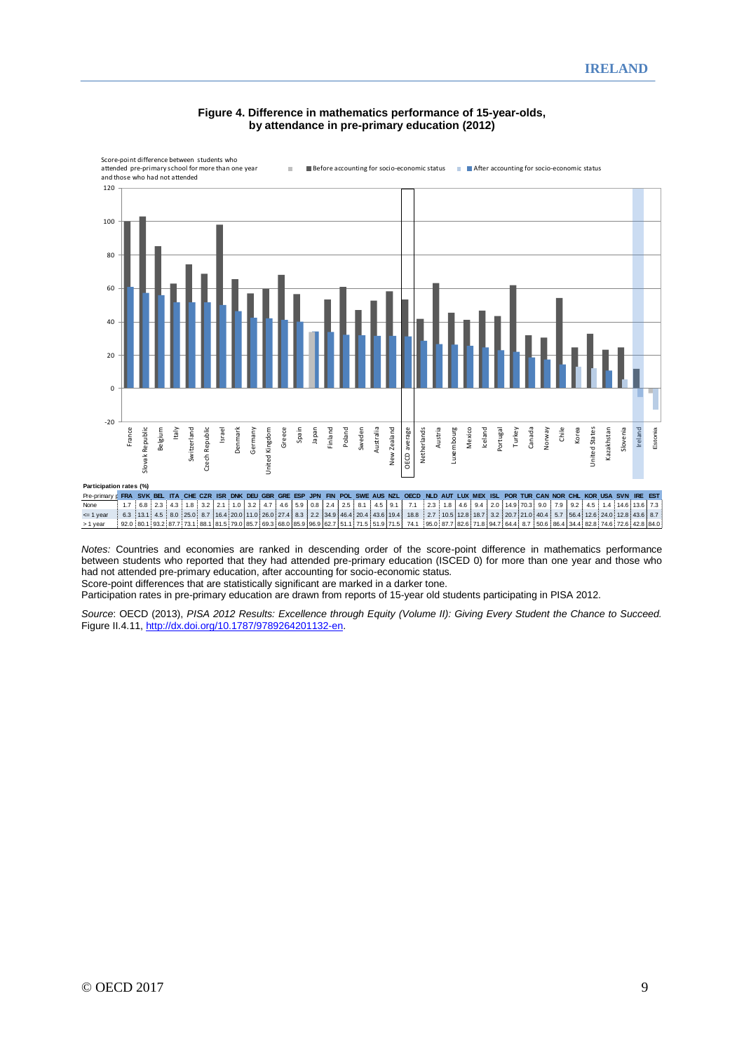**Figure 4. Difference in mathematics performance of 15-year-olds, by attendance in pre-primary education (2012)**

Participation rates (%)

| Pre-primary | FRA | SVK | BEL | ITA | CHE | CZR | ISR | DNK | DEU | GBR | GRE | ESP | JPN | FIN | POL | SWE | AUS | NZL | OECD | NLD | AUT | LUX | MEX | ISL | POR | TUR | CAN | NOR | CHL | KOR | USA | SVN | IRE | EST |
|---|---|---|---|---|---|---|---|---|---|---|---|---|---|---|---|---|---|---|---|---|---|---|---|---|---|---|---|---|---|---|---|---|---|---|
| None | 1.7 | 6.8 | 2.3 | 4.3 | 1.8 | 3.2 | 2.1 | 1.0 | 3.2 | 4.7 | 4.6 | 5.9 | 0.8 | 2.4 | 2.5 | 8.1 | 4.5 | 9.1 | 7.1 | 2.3 | 1.8 | 4.6 | 9.4 | 2.0 | 14.9 | 70.3 | 9.0 | 7.9 | 9.2 | 4.5 | 1.4 | 14.6 | 13.6 | 7.3 |
| <= 1 year | 6.3 | 13.1 | 4.5 | 8.0 | 25.0 | 8.7 | 16.4 | 20.0 | 11.0 | 26.0 | 27.4 | 8.3 | 2.2 | 34.9 | 46.4 | 20.4 | 43.6 | 19.4 | 18.8 | 2.7 | 10.5 | 12.8 | 18.7 | 3.2 | 20.7 | 21.0 | 40.4 | 5.7 | 56.4 | 12.6 | 24.0 | 12.8 | 43.6 | 8.7 |
| > 1 year | 92.0 | 80.1 | 93.2 | 87.7 | 73.1 | 88.1 | 81.5 | 79.0 | 85.7 | 69.3 | 68.0 | 85.9 | 96.9 | 62.7 | 51.1 | 71.5 | 51.9 | 71.5 | 74.1 | 95.0 | 87.7 | 82.6 | 71.8 | 94.7 | 64.4 | 8.7 | 50.6 | 86.4 | 34.4 | 82.8 | 74.6 | 72.6 | 42.8 | 84.0 |

*Notes:* Countries and economies are ranked in descending order of the score-point difference in mathematics performance between students who reported that they had attended pre-primary education (ISCED 0) for more than one year and those who had not attended pre-primary education, after accounting for socio-economic status.

Score-point differences that are statistically significant are marked in a darker tone.

Participation rates in pre-primary education are drawn from reports of 15-year old students participating in PISA 2012.

*Source*: OECD (2013), *PISA 2012 Results: Excellence through Equity (Volume II): Giving Every Student the Chance to Succeed.* Figure II.4.11, http://dx.doi.org/10.1787/9789264201132-en.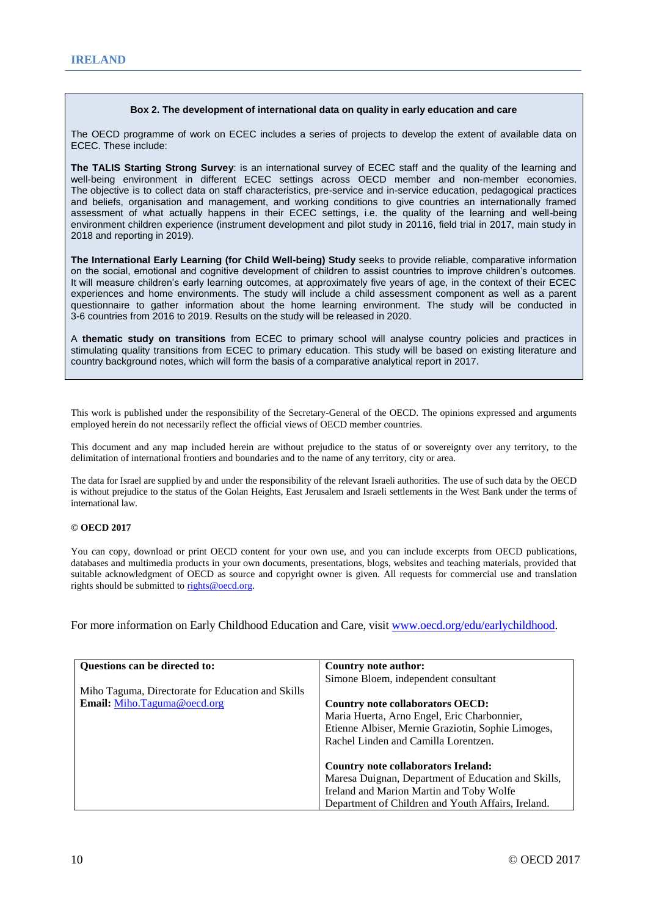**Box 2. The development of international data on quality in early education and care**

The OECD programme of work on ECEC includes a series of projects to develop the extent of available data on ECEC. These include:

**The TALIS Starting Strong Survey**: is an international survey of ECEC staff and the quality of the learning and well-being environment in different ECEC settings across OECD member and non-member economies. The objective is to collect data on staff characteristics, pre-service and in-service education, pedagogical practices and beliefs, organisation and management, and working conditions to give countries an internationally framed assessment of what actually happens in their ECEC settings, i.e. the quality of the learning and well-being environment children experience (instrument development and pilot study in 20116, field trial in 2017, main study in 2018 and reporting in 2019).

**The International Early Learning (for Child Well-being) Study** seeks to provide reliable, comparative information on the social, emotional and cognitive development of children to assist countries to improve children's outcomes. It will measure children's early learning outcomes, at approximately five years of age, in the context of their ECEC experiences and home environments. The study will include a child assessment component as well as a parent questionnaire to gather information about the home learning environment. The study will be conducted in 3-6 countries from 2016 to 2019. Results on the study will be released in 2020.

A **thematic study on transitions** from ECEC to primary school will analyse country policies and practices in stimulating quality transitions from ECEC to primary education. This study will be based on existing literature and country background notes, which will form the basis of a comparative analytical report in 2017.

This work is published under the responsibility of the Secretary-General of the OECD. The opinions expressed and arguments employed herein do not necessarily reflect the official views of OECD member countries.

This document and any map included herein are without prejudice to the status of or sovereignty over any territory, to the delimitation of international frontiers and boundaries and to the name of any territory, city or area.

The data for Israel are supplied by and under the responsibility of the relevant Israeli authorities. The use of such data by the OECD is without prejudice to the status of the Golan Heights, East Jerusalem and Israeli settlements in the West Bank under the terms of international law.

**© OECD 2017**

You can copy, download or print OECD content for your own use, and you can include excerpts from OECD publications, databases and multimedia products in your own documents, presentations, blogs, websites and teaching materials, provided that suitable acknowledgment of OECD as source and copyright owner is given. All requests for commercial use and translation rights should be submitted to rights@oecd.org.

For more information on Early Childhood Education and Care, visit www.oecd.org/edu/earlychildhood.

| **Questions can be directed to:** | **Country note author:** |
|---|---|
| Miho Taguma, Directorate for Education and Skills<br>**Email:** Miho.Taguma@oecd.org | Simone Bloem, independent consultant<br><br>**Country note collaborators OECD:**<br>Maria Huerta, Arno Engel, Eric Charbonnier, Etienne Albiser, Mernie Graziotin, Sophie Limoges, Rachel Linden and Camilla Lorentzen.<br><br>**Country note collaborators Ireland:**<br>Maresa Duignan, Department of Education and Skills, Ireland and Marion Martin and Toby Wolfe Department of Children and Youth Affairs, Ireland. |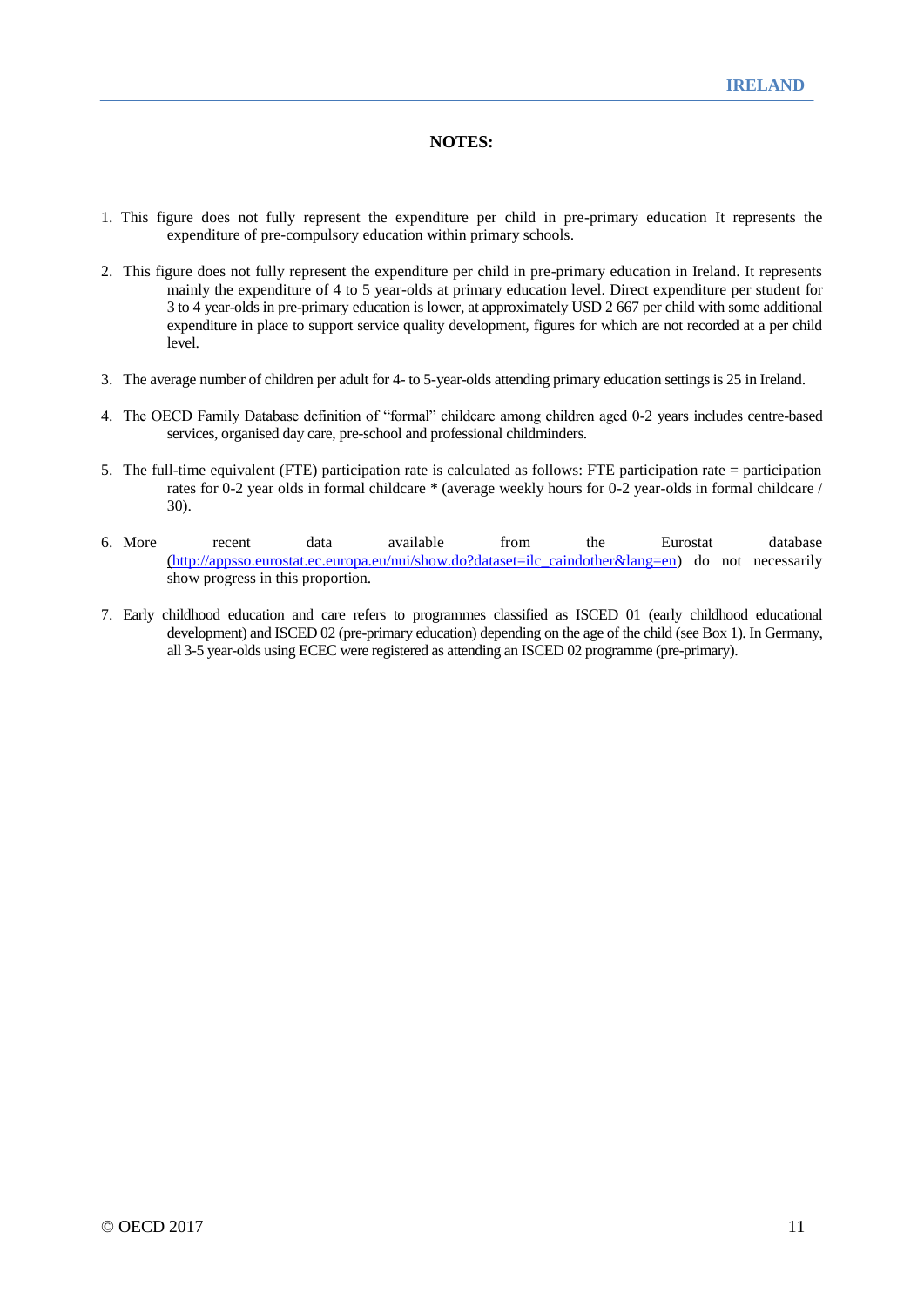## NOTES:

1. This figure does not fully represent the expenditure per child in pre-primary education It represents the expenditure of pre-compulsory education within primary schools.

2. This figure does not fully represent the expenditure per child in pre-primary education in Ireland. It represents mainly the expenditure of 4 to 5 year-olds at primary education level. Direct expenditure per student for 3 to 4 year-olds in pre-primary education is lower, at approximately USD 2 667 per child with some additional expenditure in place to support service quality development, figures for which are not recorded at a per child level.

3. The average number of children per adult for 4- to 5-year-olds attending primary education settings is 25 in Ireland.

4. The OECD Family Database definition of “formal” childcare among children aged 0-2 years includes centre-based services, organised day care, pre-school and professional childminders.

5. The full-time equivalent (FTE) participation rate is calculated as follows: FTE participation rate = participation rates for 0-2 year olds in formal childcare * (average weekly hours for 0-2 year-olds in formal childcare / 30).

6. More recent data available from the Eurostat database (http://appsso.eurostat.ec.europa.eu/nui/show.do?dataset=ilc_caindother&lang=en) do not necessarily show progress in this proportion.

7. Early childhood education and care refers to programmes classified as ISCED 01 (early childhood educational development) and ISCED 02 (pre-primary education) depending on the age of the child (see Box 1). In Germany, all 3-5 year-olds using ECEC were registered as attending an ISCED 02 programme (pre-primary).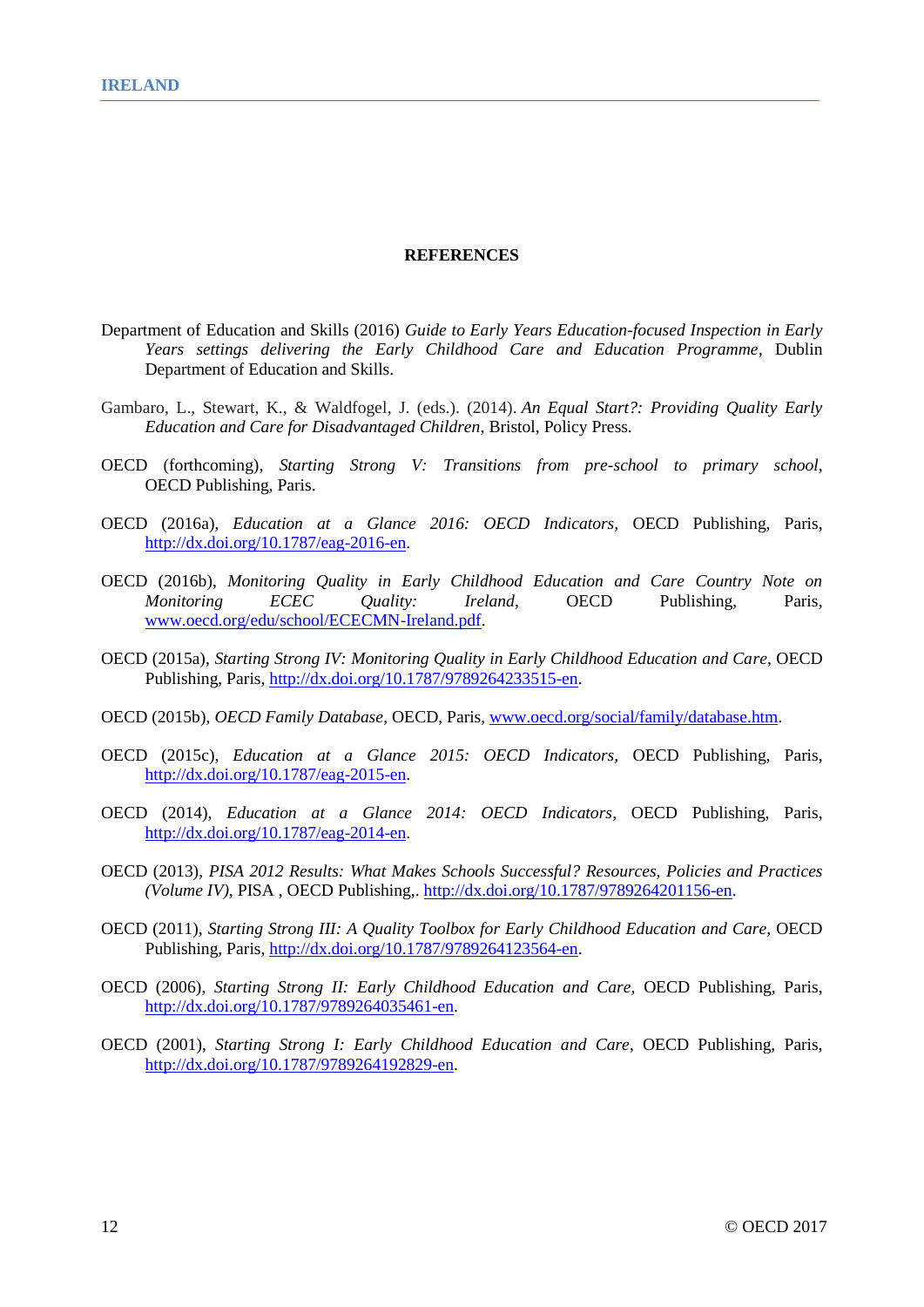## REFERENCES

Department of Education and Skills (2016) *Guide to Early Years Education-focused Inspection in Early Years settings delivering the Early Childhood Care and Education Programme*, Dublin Department of Education and Skills.

Gambaro, L., Stewart, K., & Waldfogel, J. (eds.). (2014). *An Equal Start?: Providing Quality Early Education and Care for Disadvantaged Children*, Bristol, Policy Press.

OECD (forthcoming), *Starting Strong V: Transitions from pre-school to primary school*, OECD Publishing, Paris.

OECD (2016a), *Education at a Glance 2016: OECD Indicators,* OECD Publishing, Paris, http://dx.doi.org/10.1787/eag-2016-en.

OECD (2016b), *Monitoring Quality in Early Childhood Education and Care Country Note on Monitoring ECEC Quality: Ireland,* OECD Publishing, Paris, www.oecd.org/edu/school/ECECMN-Ireland.pdf.

OECD (2015a), *Starting Strong IV: Monitoring Quality in Early Childhood Education and Care*, OECD Publishing, Paris, http://dx.doi.org/10.1787/9789264233515-en.

OECD (2015b), *OECD Family Database*, OECD, Paris, www.oecd.org/social/family/database.htm.

OECD (2015c), *Education at a Glance 2015: OECD Indicators,* OECD Publishing, Paris, http://dx.doi.org/10.1787/eag-2015-en.

OECD (2014), *Education at a Glance 2014: OECD Indicators*, OECD Publishing, Paris, http://dx.doi.org/10.1787/eag-2014-en.

OECD (2013), *PISA 2012 Results: What Makes Schools Successful? Resources, Policies and Practices (Volume IV)*, PISA , OECD Publishing,. http://dx.doi.org/10.1787/9789264201156-en.

OECD (2011), *Starting Strong III: A Quality Toolbox for Early Childhood Education and Care*, OECD Publishing, Paris, http://dx.doi.org/10.1787/9789264123564-en.

OECD (2006), *Starting Strong II: Early Childhood Education and Care*, OECD Publishing, Paris, http://dx.doi.org/10.1787/9789264035461-en.

OECD (2001), *Starting Strong I: Early Childhood Education and Care*, OECD Publishing, Paris, http://dx.doi.org/10.1787/9789264192829-en.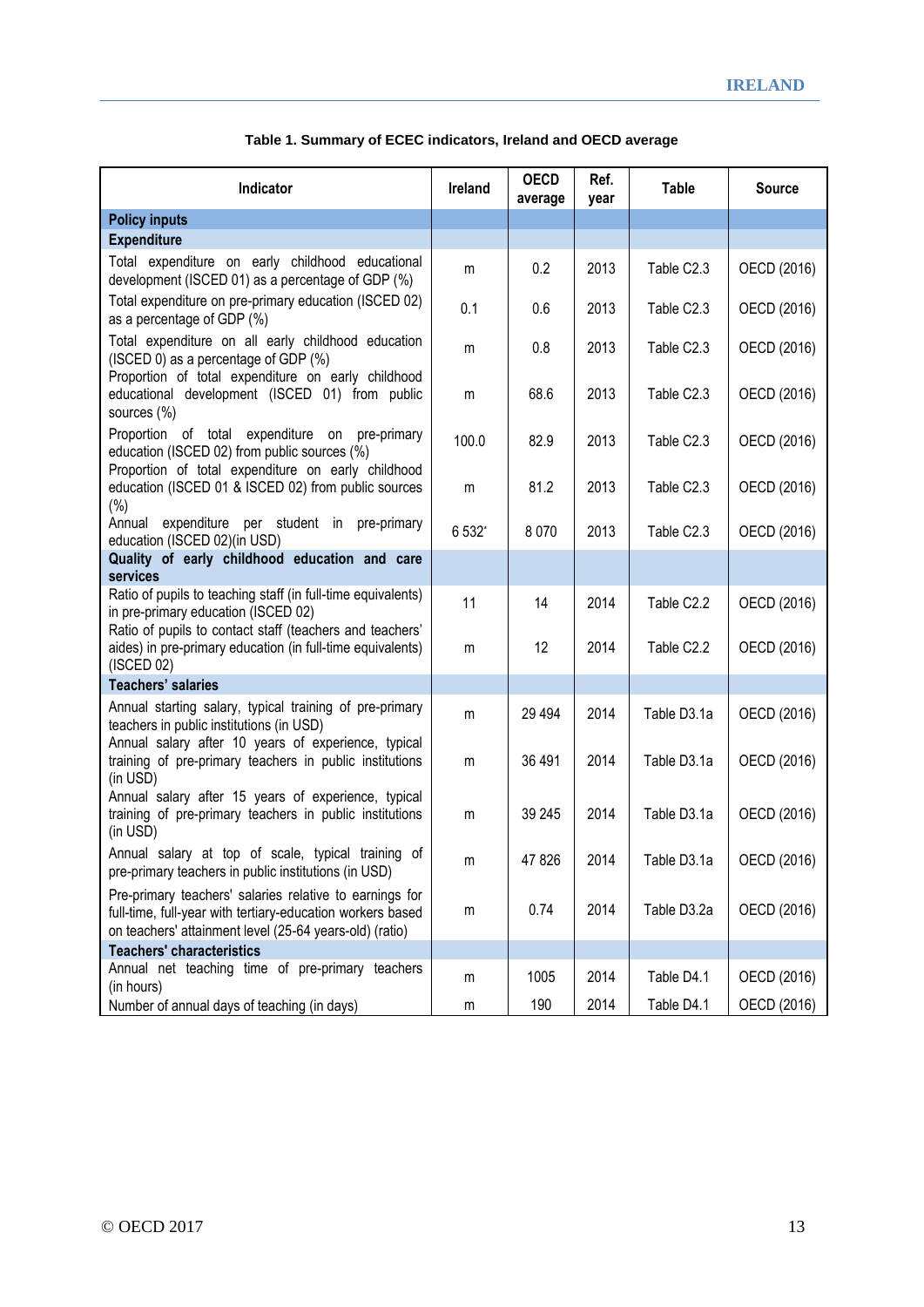**Table 1. Summary of ECEC indicators, Ireland and OECD average**

| Indicator | Ireland | OECD average | Ref. year | Table | Source |
|---|---|---|---|---|---|
| **Policy inputs** | | | | | |
| **Expenditure** | | | | | |
| Total expenditure on early childhood educational development (ISCED 01) as a percentage of GDP (%) | m | 0.2 | 2013 | Table C2.3 | OECD (2016) |
| Total expenditure on pre-primary education (ISCED 02) as a percentage of GDP (%) | 0.1 | 0.6 | 2013 | Table C2.3 | OECD (2016) |
| Total expenditure on all early childhood education (ISCED 0) as a percentage of GDP (%) | m | 0.8 | 2013 | Table C2.3 | OECD (2016) |
| Proportion of total expenditure on early childhood educational development (ISCED 01) from public sources (%) | m | 68.6 | 2013 | Table C2.3 | OECD (2016) |
| Proportion of total expenditure on pre-primary education (ISCED 02) from public sources (%) | 100.0 | 82.9 | 2013 | Table C2.3 | OECD (2016) |
| Proportion of total expenditure on early childhood education (ISCED 01 & ISCED 02) from public sources (%) | m | 81.2 | 2013 | Table C2.3 | OECD (2016) |
| Annual expenditure per student in pre-primary education (ISCED 02)(in USD) | 6 532' | 8 070 | 2013 | Table C2.3 | OECD (2016) |
| **Quality of early childhood education and care services** | | | | | |
| Ratio of pupils to teaching staff (in full-time equivalents) in pre-primary education (ISCED 02) | 11 | 14 | 2014 | Table C2.2 | OECD (2016) |
| Ratio of pupils to contact staff (teachers and teachers' aides) in pre-primary education (in full-time equivalents) (ISCED 02) | m | 12 | 2014 | Table C2.2 | OECD (2016) |
| **Teachers' salaries** | | | | | |
| Annual starting salary, typical training of pre-primary teachers in public institutions (in USD) | m | 29 494 | 2014 | Table D3.1a | OECD (2016) |
| Annual salary after 10 years of experience, typical training of pre-primary teachers in public institutions (in USD) | m | 36 491 | 2014 | Table D3.1a | OECD (2016) |
| Annual salary after 15 years of experience, typical training of pre-primary teachers in public institutions (in USD) | m | 39 245 | 2014 | Table D3.1a | OECD (2016) |
| Annual salary at top of scale, typical training of pre-primary teachers in public institutions (in USD) | m | 47 826 | 2014 | Table D3.1a | OECD (2016) |
| Pre-primary teachers' salaries relative to earnings for full-time, full-year with tertiary-education workers based on teachers' attainment level (25-64 years-old) (ratio) | m | 0.74 | 2014 | Table D3.2a | OECD (2016) |
| **Teachers' characteristics** | | | | | |
| Annual net teaching time of pre-primary teachers (in hours) | m | 1005 | 2014 | Table D4.1 | OECD (2016) |
| Number of annual days of teaching (in days) | m | 190 | 2014 | Table D4.1 | OECD (2016) |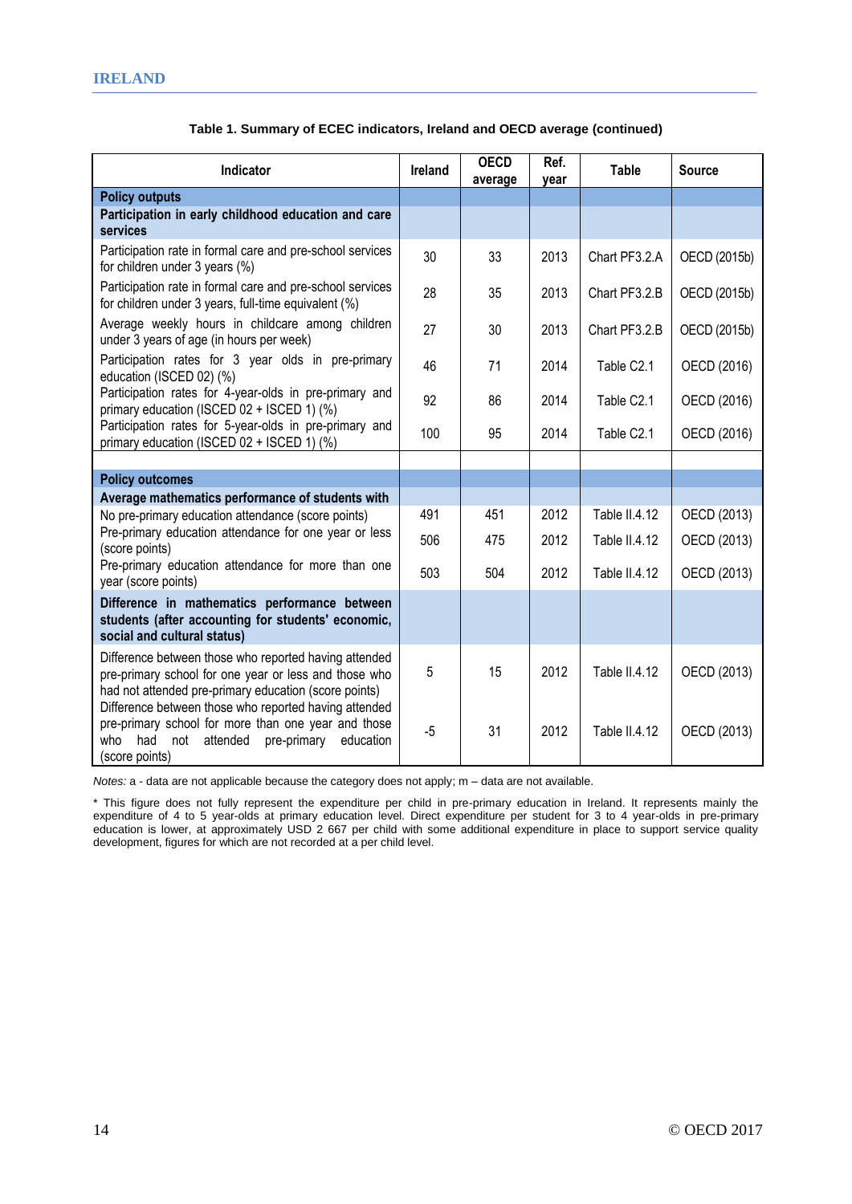**Table 1. Summary of ECEC indicators, Ireland and OECD average (continued)**

| Indicator | Ireland | OECD average | Ref. year | Table | Source |
|---|---|---|---|---|---|
| **Policy outputs** | | | | | |
| **Participation in early childhood education and care services** | | | | | |
| Participation rate in formal care and pre-school services for children under 3 years (%) | 30 | 33 | 2013 | Chart PF3.2.A | OECD (2015b) |
| Participation rate in formal care and pre-school services for children under 3 years, full-time equivalent (%) | 28 | 35 | 2013 | Chart PF3.2.B | OECD (2015b) |
| Average weekly hours in childcare among children under 3 years of age (in hours per week) | 27 | 30 | 2013 | Chart PF3.2.B | OECD (2015b) |
| Participation rates for 3 year olds in pre-primary education (ISCED 02) (%) | 46 | 71 | 2014 | Table C2.1 | OECD (2016) |
| Participation rates for 4-year-olds in pre-primary and primary education (ISCED 02 + ISCED 1) (%) | 92 | 86 | 2014 | Table C2.1 | OECD (2016) |
| Participation rates for 5-year-olds in pre-primary and primary education (ISCED 02 + ISCED 1) (%) | 100 | 95 | 2014 | Table C2.1 | OECD (2016) |
| | | | | | |
| **Policy outcomes** | | | | | |
| **Average mathematics performance of students with** | | | | | |
| No pre-primary education attendance (score points) | 491 | 451 | 2012 | Table II.4.12 | OECD (2013) |
| Pre-primary education attendance for one year or less (score points) | 506 | 475 | 2012 | Table II.4.12 | OECD (2013) |
| Pre-primary education attendance for more than one year (score points) | 503 | 504 | 2012 | Table II.4.12 | OECD (2013) |
| **Difference in mathematics performance between students (after accounting for students' economic, social and cultural status)** | | | | | |
| Difference between those who reported having attended pre-primary school for one year or less and those who had not attended pre-primary education (score points) | 5 | 15 | 2012 | Table II.4.12 | OECD (2013) |
| Difference between those who reported having attended pre-primary school for more than one year and those who had not attended pre-primary education (score points) | -5 | 31 | 2012 | Table II.4.12 | OECD (2013) |

*Notes:* a - data are not applicable because the category does not apply; m – data are not available.

* This figure does not fully represent the expenditure per child in pre-primary education in Ireland. It represents mainly the expenditure of 4 to 5 year-olds at primary education level. Direct expenditure per student for 3 to 4 year-olds in pre-primary education is lower, at approximately USD 2 667 per child with some additional expenditure in place to support service quality development, figures for which are not recorded at a per child level.